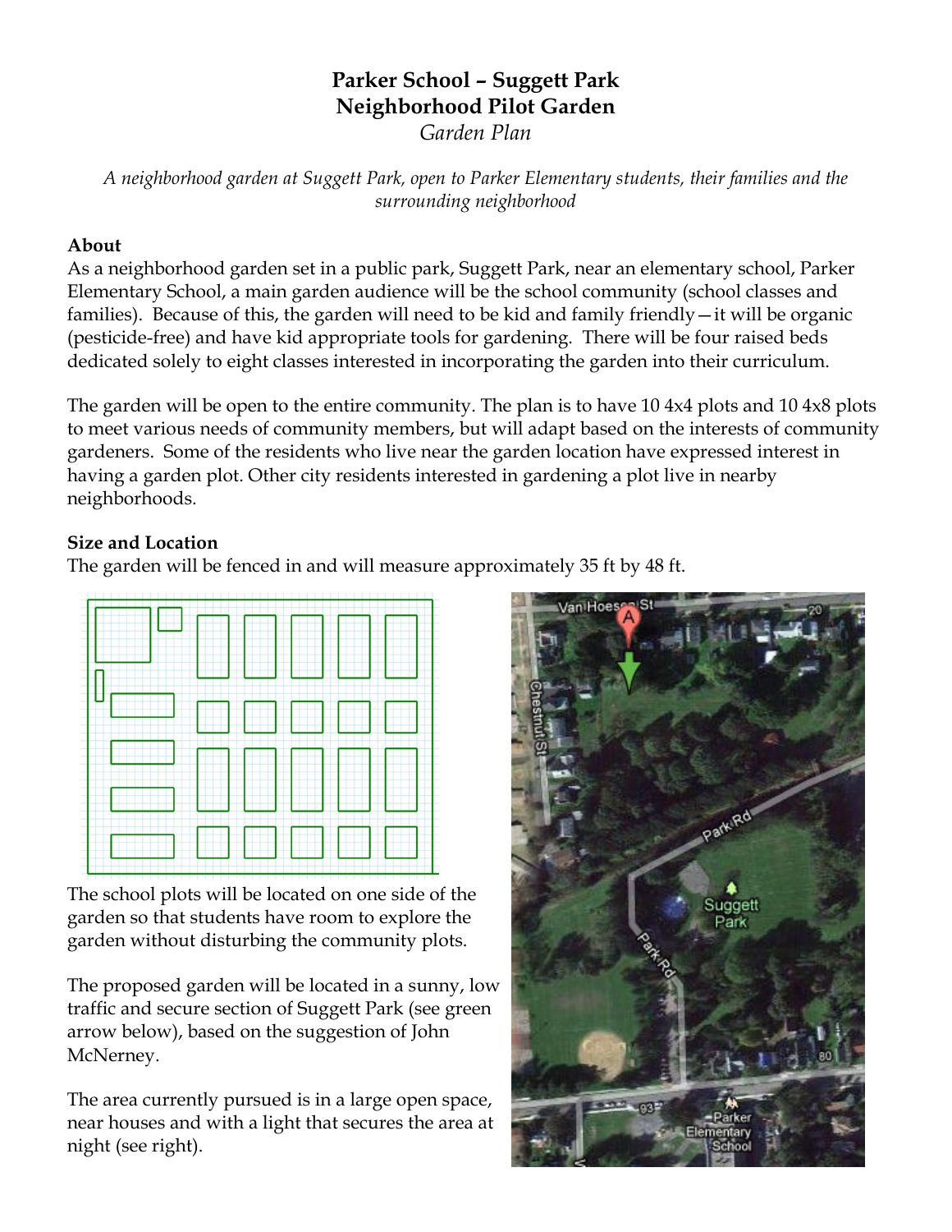# Parker School – Suggett Park
## Neighborhood Pilot Garden
*Garden Plan*

*A neighborhood garden at Suggett Park, open to Parker Elementary students, their families and the surrounding neighborhood*

**About**

As a neighborhood garden set in a public park, Suggett Park, near an elementary school, Parker Elementary School, a main garden audience will be the school community (school classes and families). Because of this, the garden will need to be kid and family friendly—it will be organic (pesticide-free) and have kid appropriate tools for gardening. There will be four raised beds dedicated solely to eight classes interested in incorporating the garden into their curriculum.

The garden will be open to the entire community. The plan is to have 10 4x4 plots and 10 4x8 plots to meet various needs of community members, but will adapt based on the interests of community gardeners. Some of the residents who live near the garden location have expressed interest in having a garden plot. Other city residents interested in gardening a plot live in nearby neighborhoods.

**Size and Location**

The garden will be fenced in and will measure approximately 35 ft by 48 ft.

The school plots will be located on one side of the garden so that students have room to explore the garden without disturbing the community plots.

The proposed garden will be located in a sunny, low traffic and secure section of Suggett Park (see green arrow below), based on the suggestion of John McNerney.

The area currently pursued is in a large open space, near houses and with a light that secures the area at night (see right).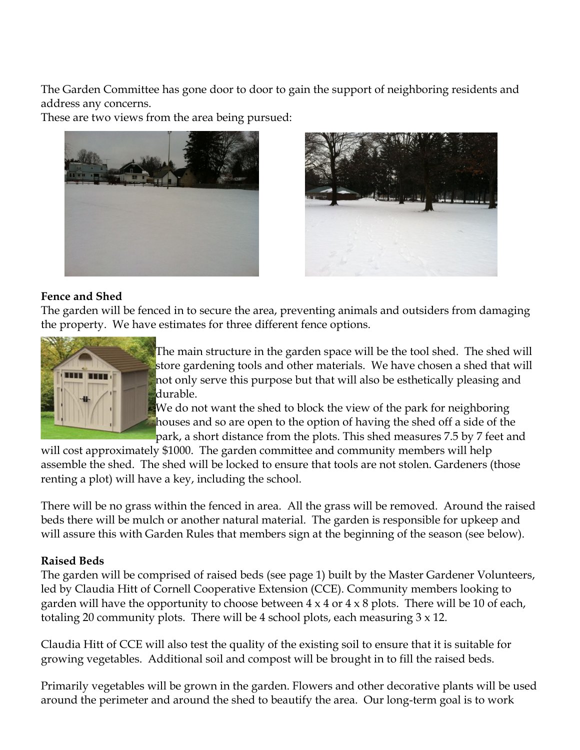The Garden Committee has gone door to door to gain the support of neighboring residents and address any concerns.
These are two views from the area being pursued:

**Fence and Shed**
The garden will be fenced in to secure the area, preventing animals and outsiders from damaging the property. We have estimates for three different fence options.

The main structure in the garden space will be the tool shed. The shed will store gardening tools and other materials. We have chosen a shed that will not only serve this purpose but that will also be esthetically pleasing and durable.
We do not want the shed to block the view of the park for neighboring houses and so are open to the option of having the shed off a side of the park, a short distance from the plots. This shed measures 7.5 by 7 feet and will cost approximately $1000. The garden committee and community members will help assemble the shed. The shed will be locked to ensure that tools are not stolen. Gardeners (those renting a plot) will have a key, including the school.

There will be no grass within the fenced in area. All the grass will be removed. Around the raised beds there will be mulch or another natural material. The garden is responsible for upkeep and will assure this with Garden Rules that members sign at the beginning of the season (see below).

**Raised Beds**
The garden will be comprised of raised beds (see page 1) built by the Master Gardener Volunteers, led by Claudia Hitt of Cornell Cooperative Extension (CCE). Community members looking to garden will have the opportunity to choose between 4 x 4 or 4 x 8 plots. There will be 10 of each, totaling 20 community plots. There will be 4 school plots, each measuring 3 x 12.

Claudia Hitt of CCE will also test the quality of the existing soil to ensure that it is suitable for growing vegetables. Additional soil and compost will be brought in to fill the raised beds.

Primarily vegetables will be grown in the garden. Flowers and other decorative plants will be used around the perimeter and around the shed to beautify the area. Our long-term goal is to work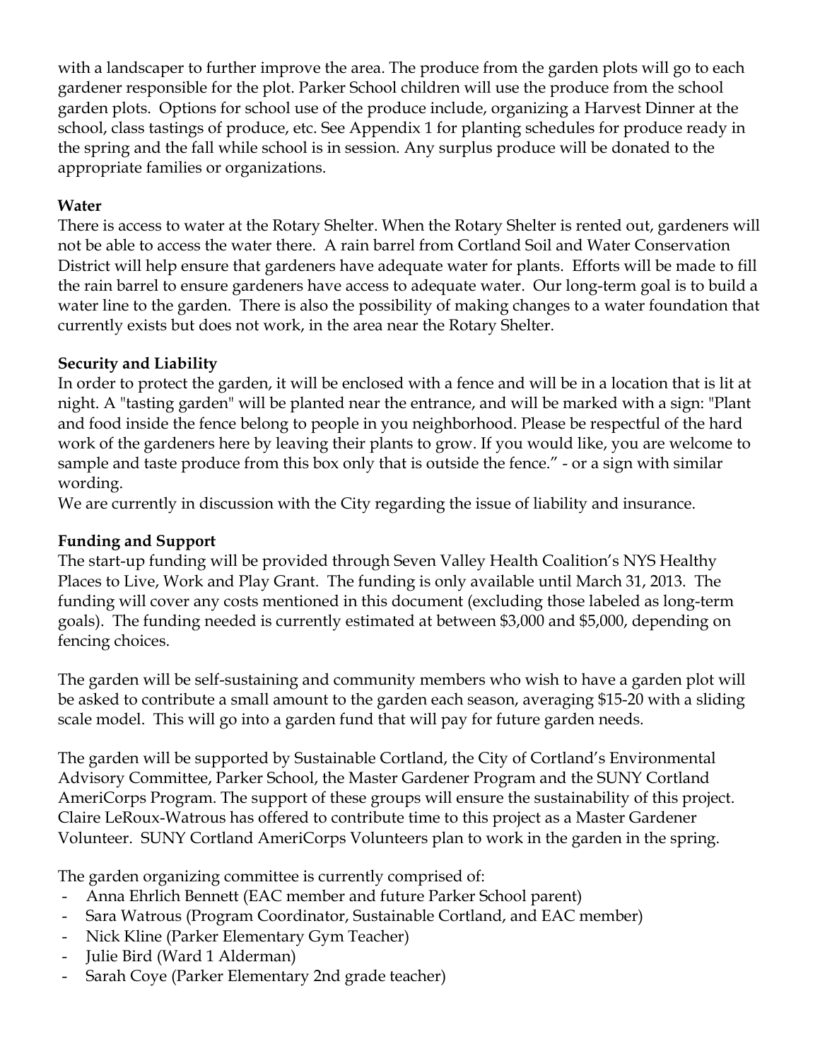with a landscaper to further improve the area. The produce from the garden plots will go to each gardener responsible for the plot. Parker School children will use the produce from the school garden plots. Options for school use of the produce include, organizing a Harvest Dinner at the school, class tastings of produce, etc. See Appendix 1 for planting schedules for produce ready in the spring and the fall while school is in session. Any surplus produce will be donated to the appropriate families or organizations.

**Water**

There is access to water at the Rotary Shelter. When the Rotary Shelter is rented out, gardeners will not be able to access the water there. A rain barrel from Cortland Soil and Water Conservation District will help ensure that gardeners have adequate water for plants. Efforts will be made to fill the rain barrel to ensure gardeners have access to adequate water. Our long-term goal is to build a water line to the garden. There is also the possibility of making changes to a water foundation that currently exists but does not work, in the area near the Rotary Shelter.

**Security and Liability**

In order to protect the garden, it will be enclosed with a fence and will be in a location that is lit at night. A "tasting garden" will be planted near the entrance, and will be marked with a sign: "Plant and food inside the fence belong to people in you neighborhood. Please be respectful of the hard work of the gardeners here by leaving their plants to grow. If you would like, you are welcome to sample and taste produce from this box only that is outside the fence." - or a sign with similar wording.

We are currently in discussion with the City regarding the issue of liability and insurance.

**Funding and Support**

The start-up funding will be provided through Seven Valley Health Coalition's NYS Healthy Places to Live, Work and Play Grant. The funding is only available until March 31, 2013. The funding will cover any costs mentioned in this document (excluding those labeled as long-term goals). The funding needed is currently estimated at between $3,000 and $5,000, depending on fencing choices.

The garden will be self-sustaining and community members who wish to have a garden plot will be asked to contribute a small amount to the garden each season, averaging $15-20 with a sliding scale model. This will go into a garden fund that will pay for future garden needs.

The garden will be supported by Sustainable Cortland, the City of Cortland's Environmental Advisory Committee, Parker School, the Master Gardener Program and the SUNY Cortland AmeriCorps Program. The support of these groups will ensure the sustainability of this project. Claire LeRoux-Watrous has offered to contribute time to this project as a Master Gardener Volunteer. SUNY Cortland AmeriCorps Volunteers plan to work in the garden in the spring.

The garden organizing committee is currently comprised of:

- Anna Ehrlich Bennett (EAC member and future Parker School parent)
- Sara Watrous (Program Coordinator, Sustainable Cortland, and EAC member)
- Nick Kline (Parker Elementary Gym Teacher)
- Julie Bird (Ward 1 Alderman)
- Sarah Coye (Parker Elementary 2nd grade teacher)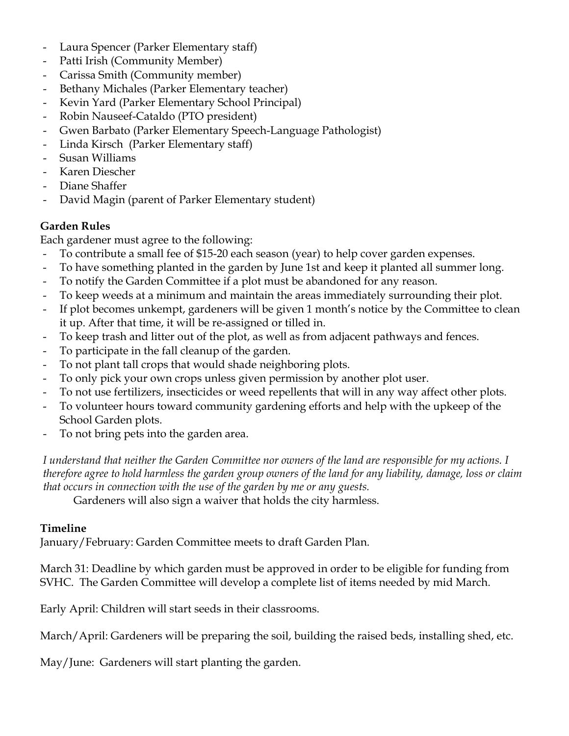- Laura Spencer (Parker Elementary staff)
- Patti Irish (Community Member)
- Carissa Smith (Community member)
- Bethany Michales (Parker Elementary teacher)
- Kevin Yard (Parker Elementary School Principal)
- Robin Nauseef-Cataldo (PTO president)
- Gwen Barbato (Parker Elementary Speech-Language Pathologist)
- Linda Kirsch (Parker Elementary staff)
- Susan Williams
- Karen Diescher
- Diane Shaffer
- David Magin (parent of Parker Elementary student)

**Garden Rules**

Each gardener must agree to the following:

- To contribute a small fee of $15-20 each season (year) to help cover garden expenses.
- To have something planted in the garden by June 1st and keep it planted all summer long.
- To notify the Garden Committee if a plot must be abandoned for any reason.
- To keep weeds at a minimum and maintain the areas immediately surrounding their plot.
- If plot becomes unkempt, gardeners will be given 1 month's notice by the Committee to clean it up. After that time, it will be re-assigned or tilled in.
- To keep trash and litter out of the plot, as well as from adjacent pathways and fences.
- To participate in the fall cleanup of the garden.
- To not plant tall crops that would shade neighboring plots.
- To only pick your own crops unless given permission by another plot user.
- To not use fertilizers, insecticides or weed repellents that will in any way affect other plots.
- To volunteer hours toward community gardening efforts and help with the upkeep of the School Garden plots.
- To not bring pets into the garden area.

*I understand that neither the Garden Committee nor owners of the land are responsible for my actions. I therefore agree to hold harmless the garden group owners of the land for any liability, damage, loss or claim that occurs in connection with the use of the garden by me or any guests.*

Gardeners will also sign a waiver that holds the city harmless.

**Timeline**

January/February: Garden Committee meets to draft Garden Plan.

March 31: Deadline by which garden must be approved in order to be eligible for funding from SVHC. The Garden Committee will develop a complete list of items needed by mid March.

Early April: Children will start seeds in their classrooms.

March/April: Gardeners will be preparing the soil, building the raised beds, installing shed, etc.

May/June: Gardeners will start planting the garden.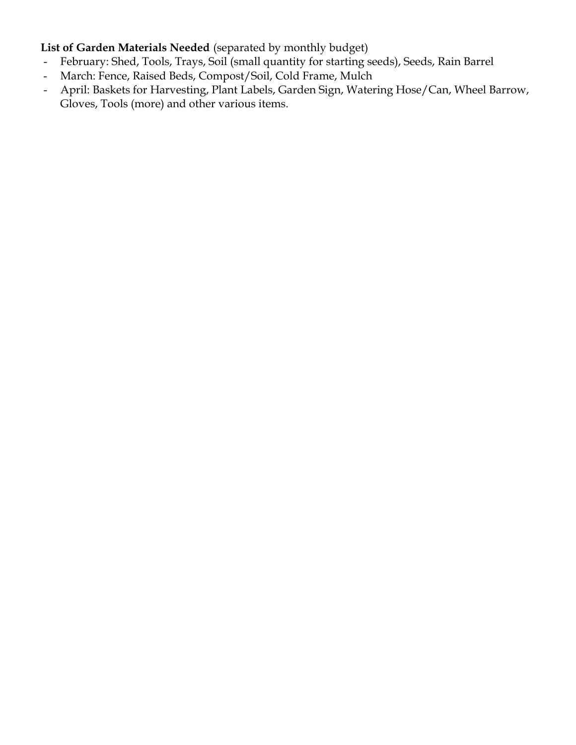**List of Garden Materials Needed** (separated by monthly budget)

- February: Shed, Tools, Trays, Soil (small quantity for starting seeds), Seeds, Rain Barrel
- March: Fence, Raised Beds, Compost/Soil, Cold Frame, Mulch
- April: Baskets for Harvesting, Plant Labels, Garden Sign, Watering Hose/Can, Wheel Barrow, Gloves, Tools (more) and other various items.